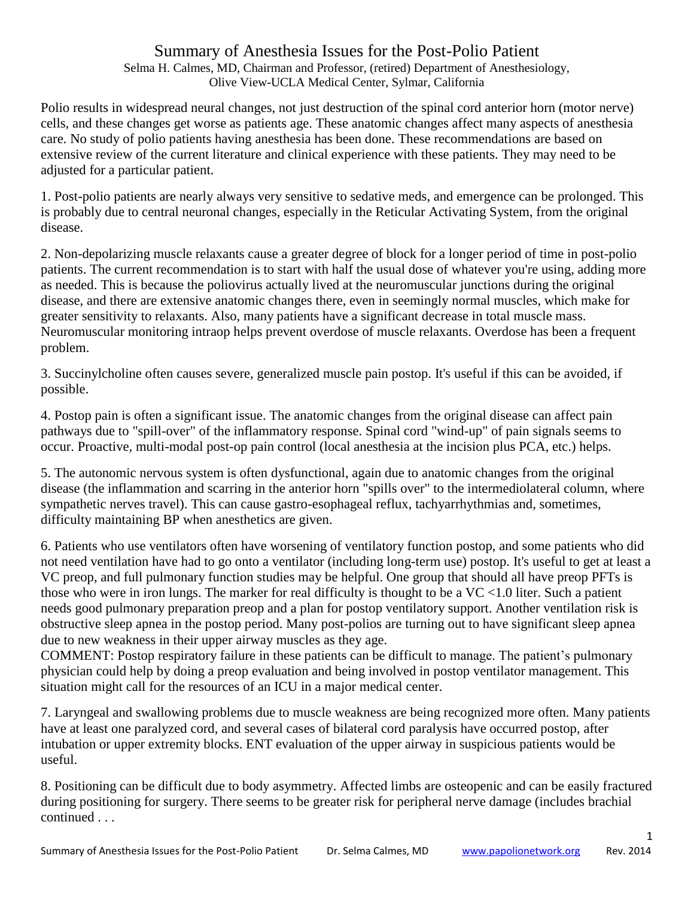# Summary of Anesthesia Issues for the Post-Polio Patient

Selma H. Calmes, MD, Chairman and Professor, (retired) Department of Anesthesiology, Olive View-UCLA Medical Center, Sylmar, California

Polio results in widespread neural changes, not just destruction of the spinal cord anterior horn (motor nerve) cells, and these changes get worse as patients age. These anatomic changes affect many aspects of anesthesia care. No study of polio patients having anesthesia has been done. These recommendations are based on extensive review of the current literature and clinical experience with these patients. They may need to be adjusted for a particular patient.

1. Post-polio patients are nearly always very sensitive to sedative meds, and emergence can be prolonged. This is probably due to central neuronal changes, especially in the Reticular Activating System, from the original disease.

2. Non-depolarizing muscle relaxants cause a greater degree of block for a longer period of time in post-polio patients. The current recommendation is to start with half the usual dose of whatever you're using, adding more as needed. This is because the poliovirus actually lived at the neuromuscular junctions during the original disease, and there are extensive anatomic changes there, even in seemingly normal muscles, which make for greater sensitivity to relaxants. Also, many patients have a significant decrease in total muscle mass. Neuromuscular monitoring intraop helps prevent overdose of muscle relaxants. Overdose has been a frequent problem.

3. Succinylcholine often causes severe, generalized muscle pain postop. It's useful if this can be avoided, if possible.

4. Postop pain is often a significant issue. The anatomic changes from the original disease can affect pain pathways due to "spill-over" of the inflammatory response. Spinal cord "wind-up" of pain signals seems to occur. Proactive, multi-modal post-op pain control (local anesthesia at the incision plus PCA, etc.) helps.

5. The autonomic nervous system is often dysfunctional, again due to anatomic changes from the original disease (the inflammation and scarring in the anterior horn "spills over" to the intermediolateral column, where sympathetic nerves travel). This can cause gastro-esophageal reflux, tachyarrhythmias and, sometimes, difficulty maintaining BP when anesthetics are given.

6. Patients who use ventilators often have worsening of ventilatory function postop, and some patients who did not need ventilation have had to go onto a ventilator (including long-term use) postop. It's useful to get at least a VC preop, and full pulmonary function studies may be helpful. One group that should all have preop PFTs is those who were in iron lungs. The marker for real difficulty is thought to be a VC <1.0 liter. Such a patient needs good pulmonary preparation preop and a plan for postop ventilatory support. Another ventilation risk is obstructive sleep apnea in the postop period. Many post-polios are turning out to have significant sleep apnea due to new weakness in their upper airway muscles as they age.
COMMENT: Postop respiratory failure in these patients can be difficult to manage. The patient's pulmonary physician could help by doing a preop evaluation and being involved in postop ventilator management. This situation might call for the resources of an ICU in a major medical center.

7. Laryngeal and swallowing problems due to muscle weakness are being recognized more often. Many patients have at least one paralyzed cord, and several cases of bilateral cord paralysis have occurred postop, after intubation or upper extremity blocks. ENT evaluation of the upper airway in suspicious patients would be useful.

8. Positioning can be difficult due to body asymmetry. Affected limbs are osteopenic and can be easily fractured during positioning for surgery. There seems to be greater risk for peripheral nerve damage (includes brachial continued . . .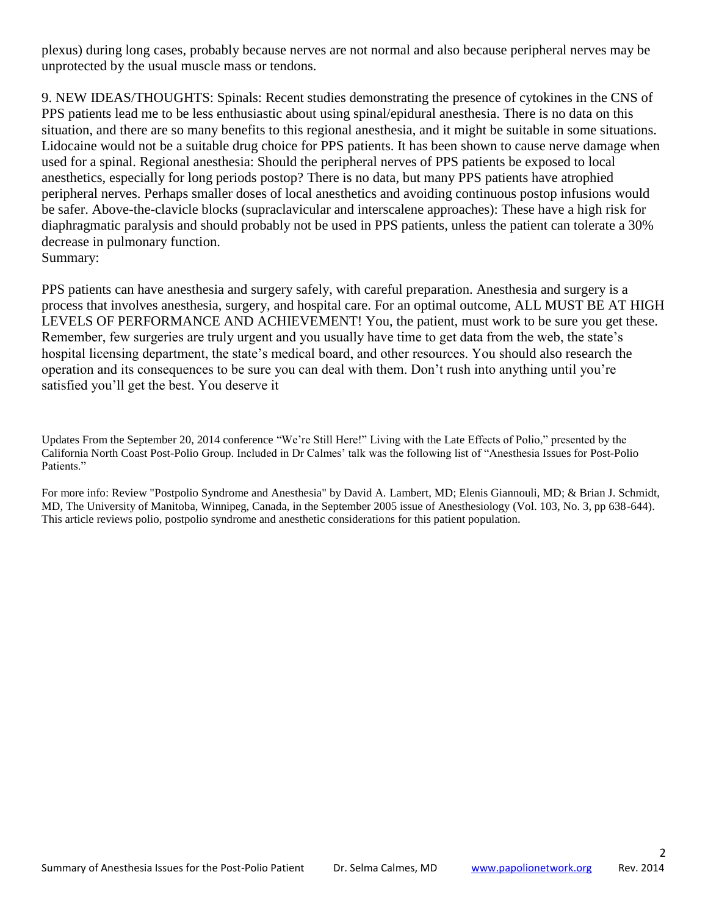plexus) during long cases, probably because nerves are not normal and also because peripheral nerves may be unprotected by the usual muscle mass or tendons.

9. NEW IDEAS/THOUGHTS: Spinals: Recent studies demonstrating the presence of cytokines in the CNS of PPS patients lead me to be less enthusiastic about using spinal/epidural anesthesia. There is no data on this situation, and there are so many benefits to this regional anesthesia, and it might be suitable in some situations. Lidocaine would not be a suitable drug choice for PPS patients. It has been shown to cause nerve damage when used for a spinal. Regional anesthesia: Should the peripheral nerves of PPS patients be exposed to local anesthetics, especially for long periods postop? There is no data, but many PPS patients have atrophied peripheral nerves. Perhaps smaller doses of local anesthetics and avoiding continuous postop infusions would be safer. Above-the-clavicle blocks (supraclavicular and interscalene approaches): These have a high risk for diaphragmatic paralysis and should probably not be used in PPS patients, unless the patient can tolerate a 30% decrease in pulmonary function.

Summary:

PPS patients can have anesthesia and surgery safely, with careful preparation. Anesthesia and surgery is a process that involves anesthesia, surgery, and hospital care. For an optimal outcome, ALL MUST BE AT HIGH LEVELS OF PERFORMANCE AND ACHIEVEMENT! You, the patient, must work to be sure you get these. Remember, few surgeries are truly urgent and you usually have time to get data from the web, the state's hospital licensing department, the state's medical board, and other resources. You should also research the operation and its consequences to be sure you can deal with them. Don't rush into anything until you're satisfied you'll get the best. You deserve it

Updates From the September 20, 2014 conference "We're Still Here!" Living with the Late Effects of Polio," presented by the California North Coast Post-Polio Group. Included in Dr Calmes' talk was the following list of "Anesthesia Issues for Post-Polio Patients."

For more info: Review "Postpolio Syndrome and Anesthesia" by David A. Lambert, MD; Elenis Giannouli, MD; & Brian J. Schmidt, MD, The University of Manitoba, Winnipeg, Canada, in the September 2005 issue of Anesthesiology (Vol. 103, No. 3, pp 638-644). This article reviews polio, postpolio syndrome and anesthetic considerations for this patient population.